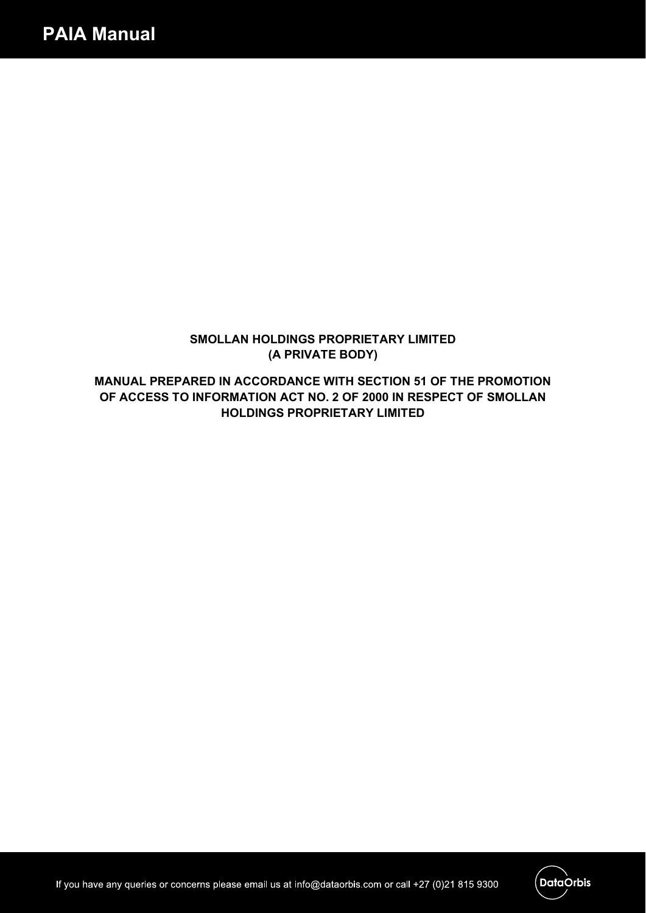# PAIA Manual

**SMOLLAN HOLDINGS PROPRIETARY LIMITED**
**(A PRIVATE BODY)**

**MANUAL PREPARED IN ACCORDANCE WITH SECTION 51 OF THE PROMOTION OF ACCESS TO INFORMATION ACT NO. 2 OF 2000 IN RESPECT OF SMOLLAN HOLDINGS PROPRIETARY LIMITED**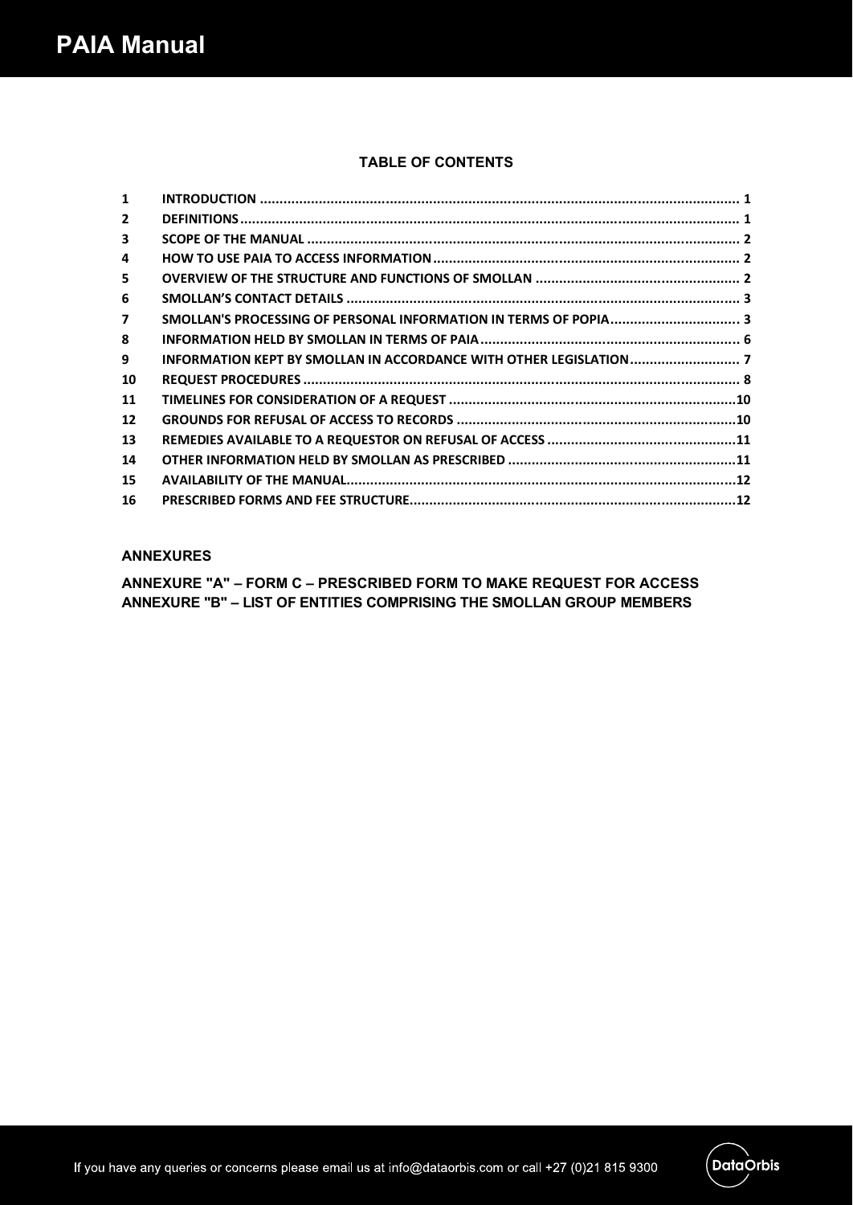## TABLE OF CONTENTS

| | | |
|---|---|---|
| 1 | INTRODUCTION | 1 |
| 2 | DEFINITIONS | 1 |
| 3 | SCOPE OF THE MANUAL | 2 |
| 4 | HOW TO USE PAIA TO ACCESS INFORMATION | 2 |
| 5 | OVERVIEW OF THE STRUCTURE AND FUNCTIONS OF SMOLLAN | 2 |
| 6 | SMOLLAN'S CONTACT DETAILS | 3 |
| 7 | SMOLLAN'S PROCESSING OF PERSONAL INFORMATION IN TERMS OF POPIA | 3 |
| 8 | INFORMATION HELD BY SMOLLAN IN TERMS OF PAIA | 6 |
| 9 | INFORMATION KEPT BY SMOLLAN IN ACCORDANCE WITH OTHER LEGISLATION | 7 |
| 10 | REQUEST PROCEDURES | 8 |
| 11 | TIMELINES FOR CONSIDERATION OF A REQUEST | 10 |
| 12 | GROUNDS FOR REFUSAL OF ACCESS TO RECORDS | 10 |
| 13 | REMEDIES AVAILABLE TO A REQUESTOR ON REFUSAL OF ACCESS | 11 |
| 14 | OTHER INFORMATION HELD BY SMOLLAN AS PRESCRIBED | 11 |
| 15 | AVAILABILITY OF THE MANUAL | 12 |
| 16 | PRESCRIBED FORMS AND FEE STRUCTURE | 12 |

### ANNEXURES

**ANNEXURE "A" – FORM C – PRESCRIBED FORM TO MAKE REQUEST FOR ACCESS**
**ANNEXURE "B" – LIST OF ENTITIES COMPRISING THE SMOLLAN GROUP MEMBERS**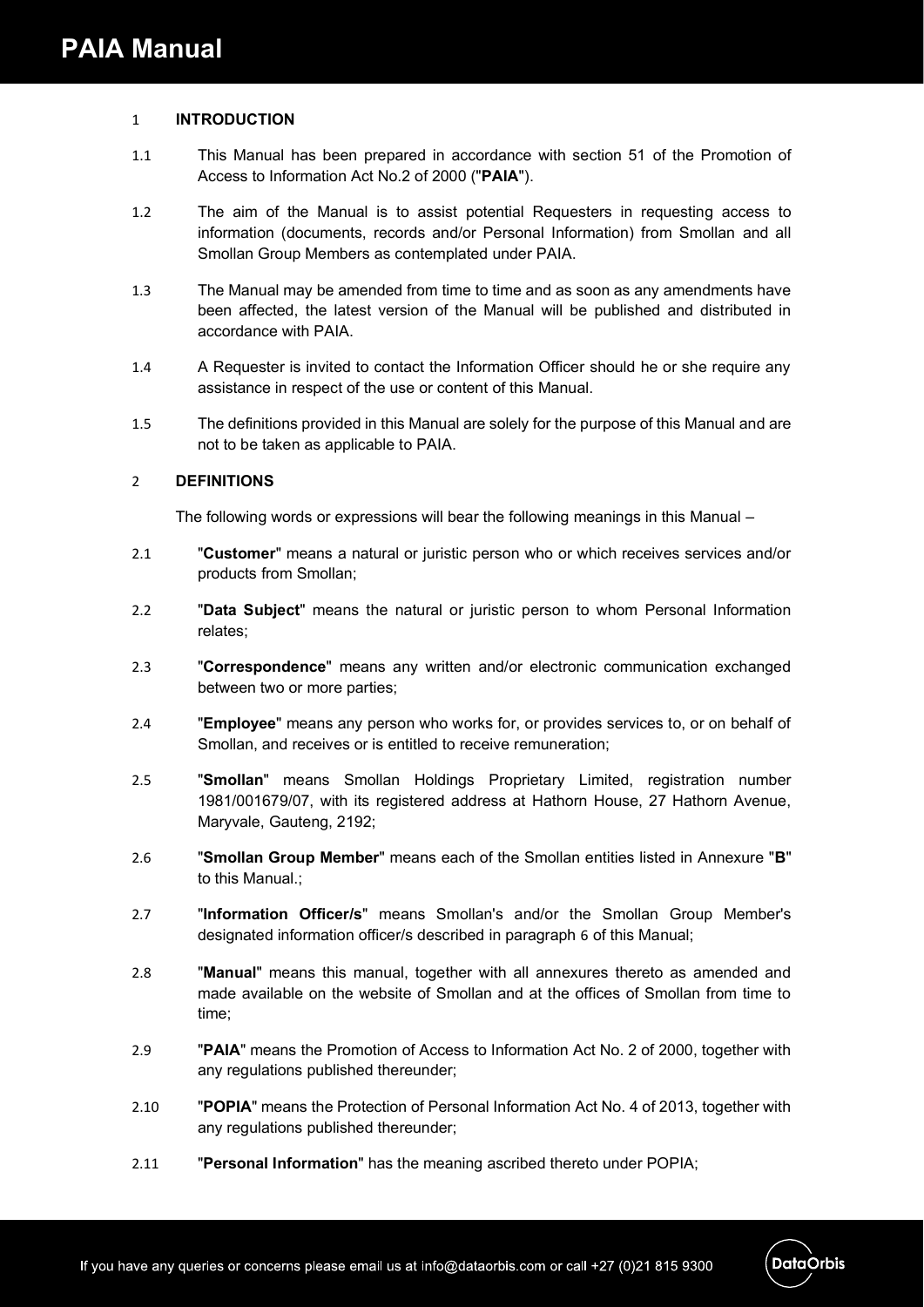## 1 INTRODUCTION

1.1 This Manual has been prepared in accordance with section 51 of the Promotion of Access to Information Act No.2 of 2000 ("**PAIA**").

1.2 The aim of the Manual is to assist potential Requesters in requesting access to information (documents, records and/or Personal Information) from Smollan and all Smollan Group Members as contemplated under PAIA.

1.3 The Manual may be amended from time to time and as soon as any amendments have been affected, the latest version of the Manual will be published and distributed in accordance with PAIA.

1.4 A Requester is invited to contact the Information Officer should he or she require any assistance in respect of the use or content of this Manual.

1.5 The definitions provided in this Manual are solely for the purpose of this Manual and are not to be taken as applicable to PAIA.

## 2 DEFINITIONS

The following words or expressions will bear the following meanings in this Manual –

2.1 "**Customer**" means a natural or juristic person who or which receives services and/or products from Smollan;

2.2 "**Data Subject**" means the natural or juristic person to whom Personal Information relates;

2.3 "**Correspondence**" means any written and/or electronic communication exchanged between two or more parties;

2.4 "**Employee**" means any person who works for, or provides services to, or on behalf of Smollan, and receives or is entitled to receive remuneration;

2.5 "**Smollan**" means Smollan Holdings Proprietary Limited, registration number 1981/001679/07, with its registered address at Hathorn House, 27 Hathorn Avenue, Maryvale, Gauteng, 2192;

2.6 "**Smollan Group Member**" means each of the Smollan entities listed in Annexure "**B**" to this Manual.;

2.7 "**Information Officer/s**" means Smollan's and/or the Smollan Group Member's designated information officer/s described in paragraph 6 of this Manual;

2.8 "**Manual**" means this manual, together with all annexures thereto as amended and made available on the website of Smollan and at the offices of Smollan from time to time;

2.9 "**PAIA**" means the Promotion of Access to Information Act No. 2 of 2000, together with any regulations published thereunder;

2.10 "**POPIA**" means the Protection of Personal Information Act No. 4 of 2013, together with any regulations published thereunder;

2.11 "**Personal Information**" has the meaning ascribed thereto under POPIA;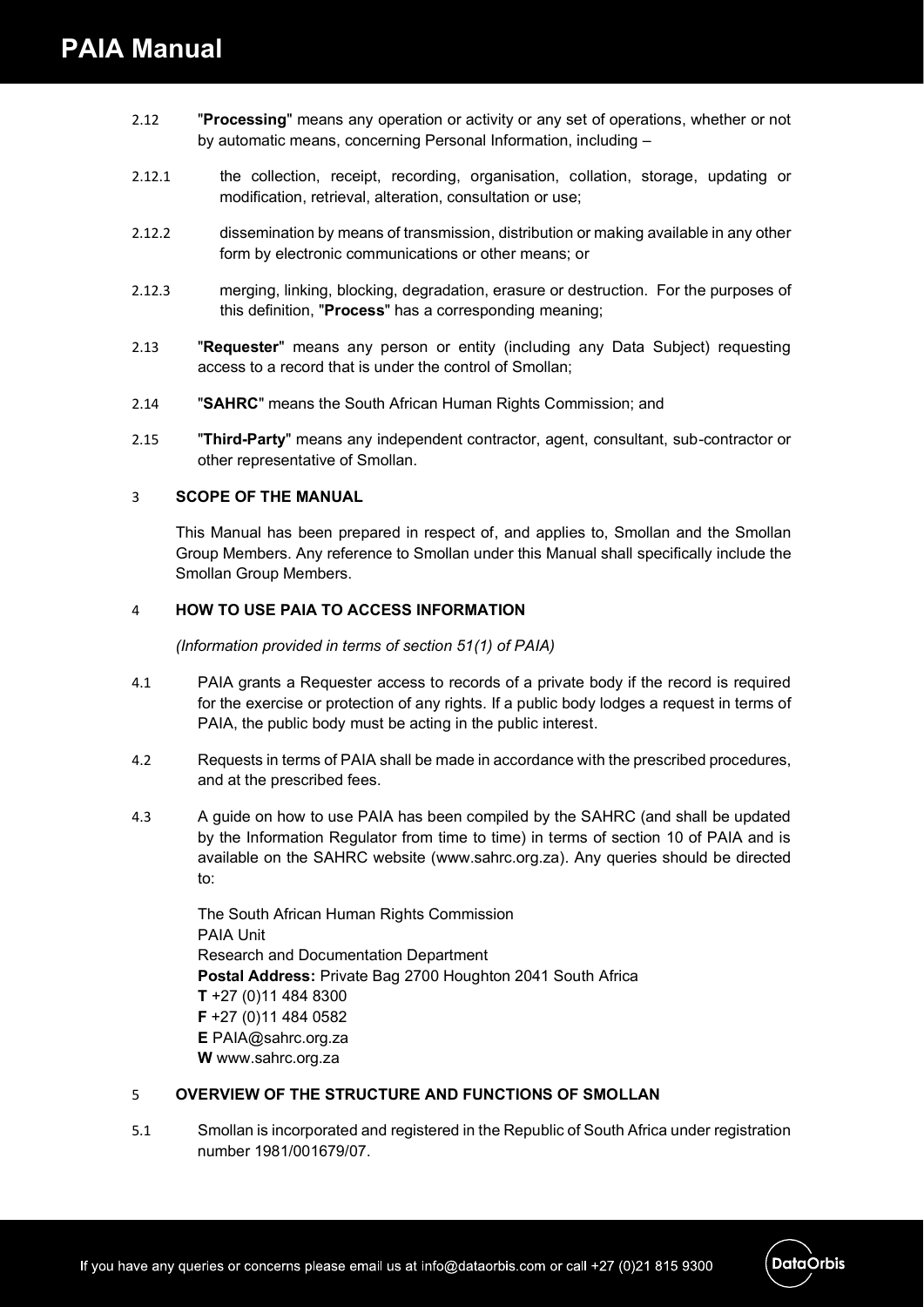2.12 "**Processing**" means any operation or activity or any set of operations, whether or not by automatic means, concerning Personal Information, including –

2.12.1 the collection, receipt, recording, organisation, collation, storage, updating or modification, retrieval, alteration, consultation or use;

2.12.2 dissemination by means of transmission, distribution or making available in any other form by electronic communications or other means; or

2.12.3 merging, linking, blocking, degradation, erasure or destruction. For the purposes of this definition, "**Process**" has a corresponding meaning;

2.13 "**Requester**" means any person or entity (including any Data Subject) requesting access to a record that is under the control of Smollan;

2.14 "**SAHRC**" means the South African Human Rights Commission; and

2.15 "**Third-Party**" means any independent contractor, agent, consultant, sub-contractor or other representative of Smollan.

## 3 SCOPE OF THE MANUAL

This Manual has been prepared in respect of, and applies to, Smollan and the Smollan Group Members. Any reference to Smollan under this Manual shall specifically include the Smollan Group Members.

## 4 HOW TO USE PAIA TO ACCESS INFORMATION

*(Information provided in terms of section 51(1) of PAIA)*

4.1 PAIA grants a Requester access to records of a private body if the record is required for the exercise or protection of any rights. If a public body lodges a request in terms of PAIA, the public body must be acting in the public interest.

4.2 Requests in terms of PAIA shall be made in accordance with the prescribed procedures, and at the prescribed fees.

4.3 A guide on how to use PAIA has been compiled by the SAHRC (and shall be updated by the Information Regulator from time to time) in terms of section 10 of PAIA and is available on the SAHRC website (www.sahrc.org.za). Any queries should be directed to:

The South African Human Rights Commission
PAIA Unit
Research and Documentation Department
**Postal Address:** Private Bag 2700 Houghton 2041 South Africa
**T** +27 (0)11 484 8300
**F** +27 (0)11 484 0582
**E** PAIA@sahrc.org.za
**W** www.sahrc.org.za

## 5 OVERVIEW OF THE STRUCTURE AND FUNCTIONS OF SMOLLAN

5.1 Smollan is incorporated and registered in the Republic of South Africa under registration number 1981/001679/07.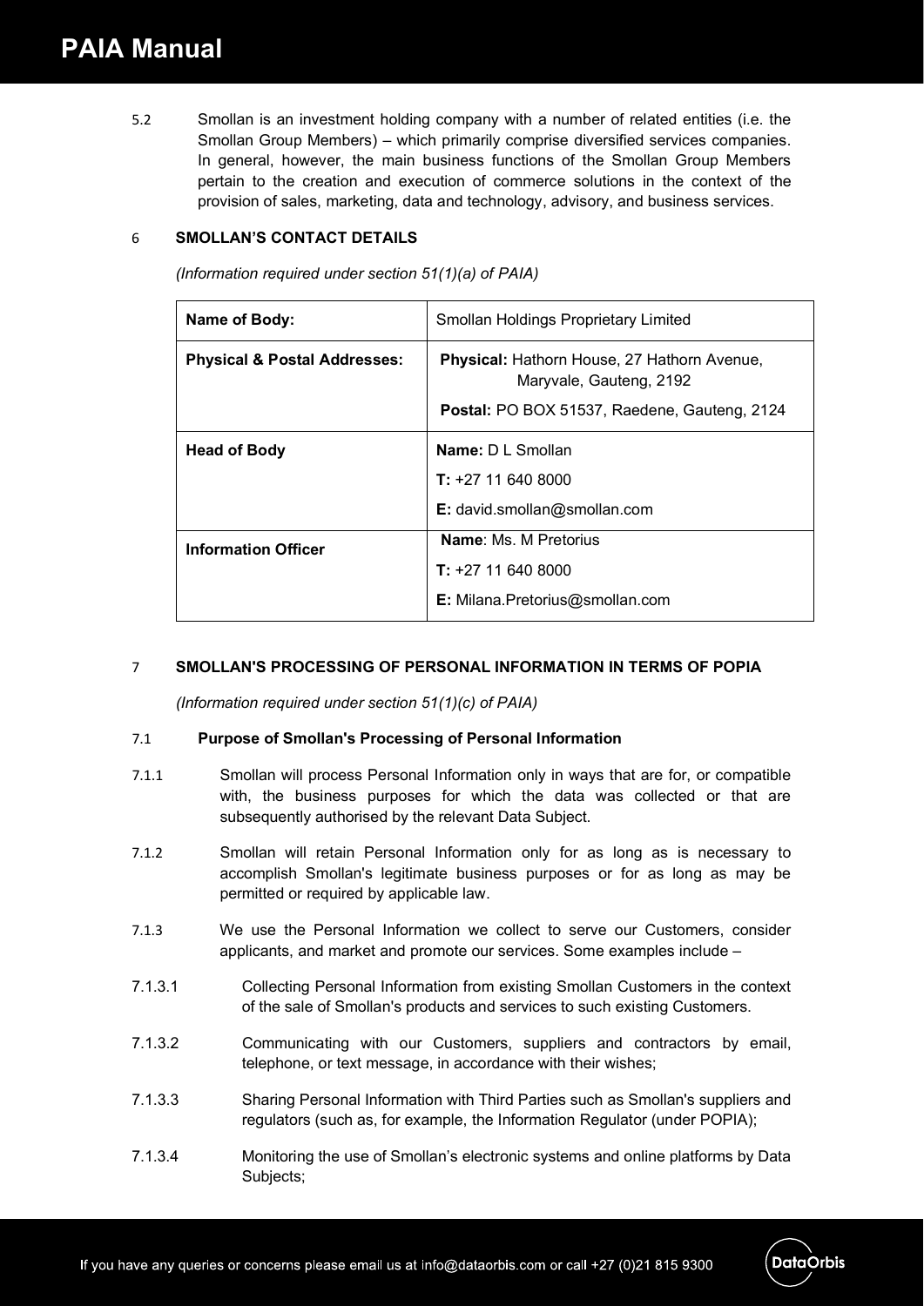5.2 Smollan is an investment holding company with a number of related entities (i.e. the Smollan Group Members) – which primarily comprise diversified services companies. In general, however, the main business functions of the Smollan Group Members pertain to the creation and execution of commerce solutions in the context of the provision of sales, marketing, data and technology, advisory, and business services.

## 6 SMOLLAN'S CONTACT DETAILS

*(Information required under section 51(1)(a) of PAIA)*

| Name of Body: | Smollan Holdings Proprietary Limited |
|---|---|
| **Physical & Postal Addresses:** | **Physical:** Hathorn House, 27 Hathorn Avenue, Maryvale, Gauteng, 2192<br>**Postal:** PO BOX 51537, Raedene, Gauteng, 2124 |
| **Head of Body** | **Name:** D L Smollan<br>**T:** +27 11 640 8000<br>**E:** david.smollan@smollan.com |
| **Information Officer** | **Name**: Ms. M Pretorius<br>**T:** +27 11 640 8000<br>**E:** Milana.Pretorius@smollan.com |

## 7 SMOLLAN'S PROCESSING OF PERSONAL INFORMATION IN TERMS OF POPIA

*(Information required under section 51(1)(c) of PAIA)*

### 7.1 Purpose of Smollan's Processing of Personal Information

7.1.1 Smollan will process Personal Information only in ways that are for, or compatible with, the business purposes for which the data was collected or that are subsequently authorised by the relevant Data Subject.

7.1.2 Smollan will retain Personal Information only for as long as is necessary to accomplish Smollan's legitimate business purposes or for as long as may be permitted or required by applicable law.

7.1.3 We use the Personal Information we collect to serve our Customers, consider applicants, and market and promote our services. Some examples include –

7.1.3.1 Collecting Personal Information from existing Smollan Customers in the context of the sale of Smollan's products and services to such existing Customers.

7.1.3.2 Communicating with our Customers, suppliers and contractors by email, telephone, or text message, in accordance with their wishes;

7.1.3.3 Sharing Personal Information with Third Parties such as Smollan's suppliers and regulators (such as, for example, the Information Regulator (under POPIA);

7.1.3.4 Monitoring the use of Smollan's electronic systems and online platforms by Data Subjects;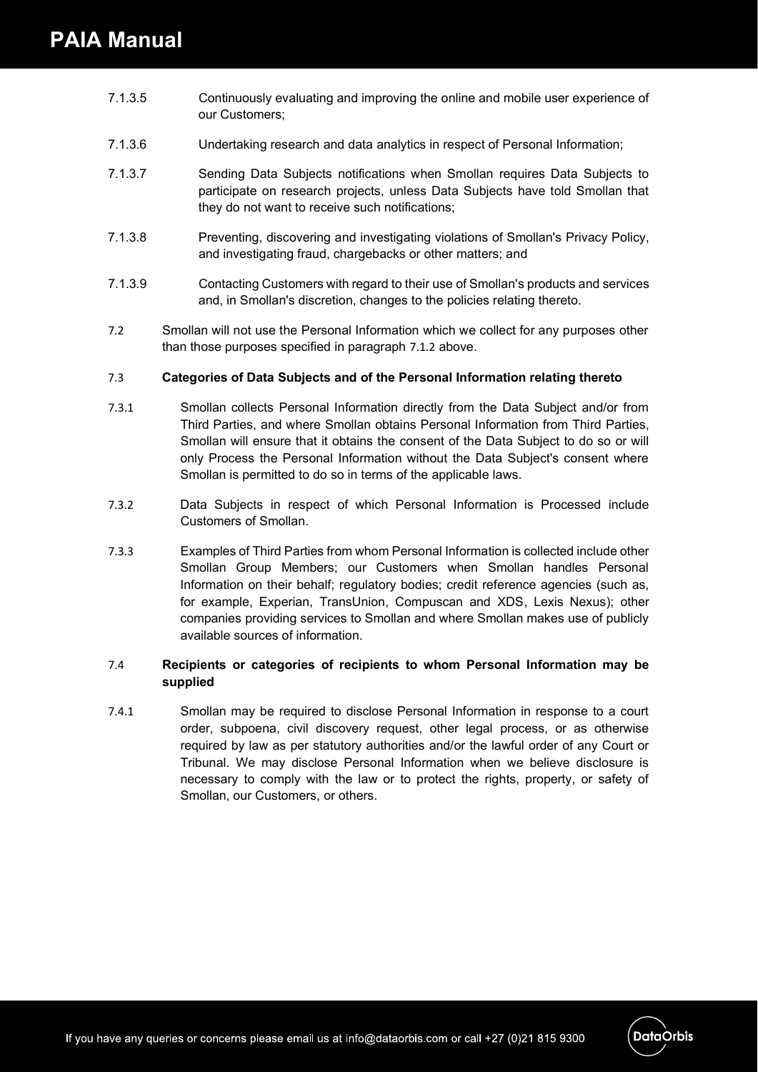7.1.3.5 Continuously evaluating and improving the online and mobile user experience of our Customers;

7.1.3.6 Undertaking research and data analytics in respect of Personal Information;

7.1.3.7 Sending Data Subjects notifications when Smollan requires Data Subjects to participate on research projects, unless Data Subjects have told Smollan that they do not want to receive such notifications;

7.1.3.8 Preventing, discovering and investigating violations of Smollan's Privacy Policy, and investigating fraud, chargebacks or other matters; and

7.1.3.9 Contacting Customers with regard to their use of Smollan's products and services and, in Smollan's discretion, changes to the policies relating thereto.

7.2 Smollan will not use the Personal Information which we collect for any purposes other than those purposes specified in paragraph 7.1.2 above.

### 7.3 Categories of Data Subjects and of the Personal Information relating thereto

7.3.1 Smollan collects Personal Information directly from the Data Subject and/or from Third Parties, and where Smollan obtains Personal Information from Third Parties, Smollan will ensure that it obtains the consent of the Data Subject to do so or will only Process the Personal Information without the Data Subject's consent where Smollan is permitted to do so in terms of the applicable laws.

7.3.2 Data Subjects in respect of which Personal Information is Processed include Customers of Smollan.

7.3.3 Examples of Third Parties from whom Personal Information is collected include other Smollan Group Members; our Customers when Smollan handles Personal Information on their behalf; regulatory bodies; credit reference agencies (such as, for example, Experian, TransUnion, Compuscan and XDS, Lexis Nexus); other companies providing services to Smollan and where Smollan makes use of publicly available sources of information.

### 7.4 Recipients or categories of recipients to whom Personal Information may be supplied

7.4.1 Smollan may be required to disclose Personal Information in response to a court order, subpoena, civil discovery request, other legal process, or as otherwise required by law as per statutory authorities and/or the lawful order of any Court or Tribunal. We may disclose Personal Information when we believe disclosure is necessary to comply with the law or to protect the rights, property, or safety of Smollan, our Customers, or others.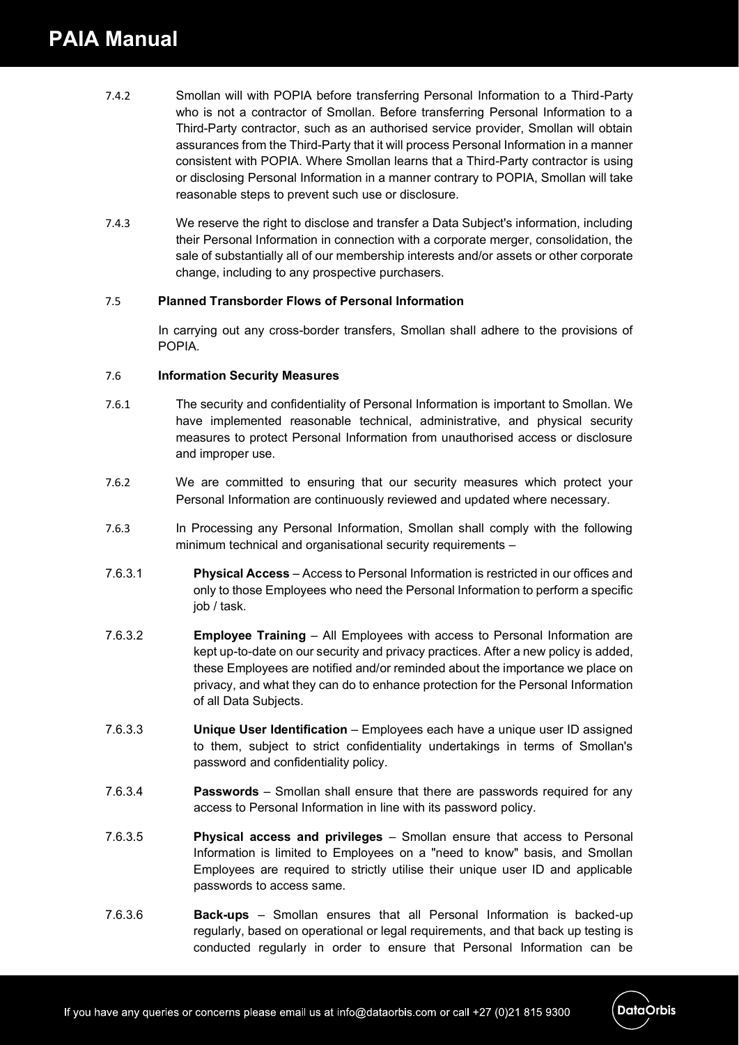7.4.2 Smollan will with POPIA before transferring Personal Information to a Third-Party who is not a contractor of Smollan. Before transferring Personal Information to a Third-Party contractor, such as an authorised service provider, Smollan will obtain assurances from the Third-Party that it will process Personal Information in a manner consistent with POPIA. Where Smollan learns that a Third-Party contractor is using or disclosing Personal Information in a manner contrary to POPIA, Smollan will take reasonable steps to prevent such use or disclosure.

7.4.3 We reserve the right to disclose and transfer a Data Subject's information, including their Personal Information in connection with a corporate merger, consolidation, the sale of substantially all of our membership interests and/or assets or other corporate change, including to any prospective purchasers.

7.5 **Planned Transborder Flows of Personal Information**

In carrying out any cross-border transfers, Smollan shall adhere to the provisions of POPIA.

7.6 **Information Security Measures**

7.6.1 The security and confidentiality of Personal Information is important to Smollan. We have implemented reasonable technical, administrative, and physical security measures to protect Personal Information from unauthorised access or disclosure and improper use.

7.6.2 We are committed to ensuring that our security measures which protect your Personal Information are continuously reviewed and updated where necessary.

7.6.3 In Processing any Personal Information, Smollan shall comply with the following minimum technical and organisational security requirements –

7.6.3.1 **Physical Access** – Access to Personal Information is restricted in our offices and only to those Employees who need the Personal Information to perform a specific job / task.

7.6.3.2 **Employee Training** – All Employees with access to Personal Information are kept up-to-date on our security and privacy practices. After a new policy is added, these Employees are notified and/or reminded about the importance we place on privacy, and what they can do to enhance protection for the Personal Information of all Data Subjects.

7.6.3.3 **Unique User Identification** – Employees each have a unique user ID assigned to them, subject to strict confidentiality undertakings in terms of Smollan's password and confidentiality policy.

7.6.3.4 **Passwords** – Smollan shall ensure that there are passwords required for any access to Personal Information in line with its password policy.

7.6.3.5 **Physical access and privileges** – Smollan ensure that access to Personal Information is limited to Employees on a "need to know" basis, and Smollan Employees are required to strictly utilise their unique user ID and applicable passwords to access same.

7.6.3.6 **Back-ups** – Smollan ensures that all Personal Information is backed-up regularly, based on operational or legal requirements, and that back up testing is conducted regularly in order to ensure that Personal Information can be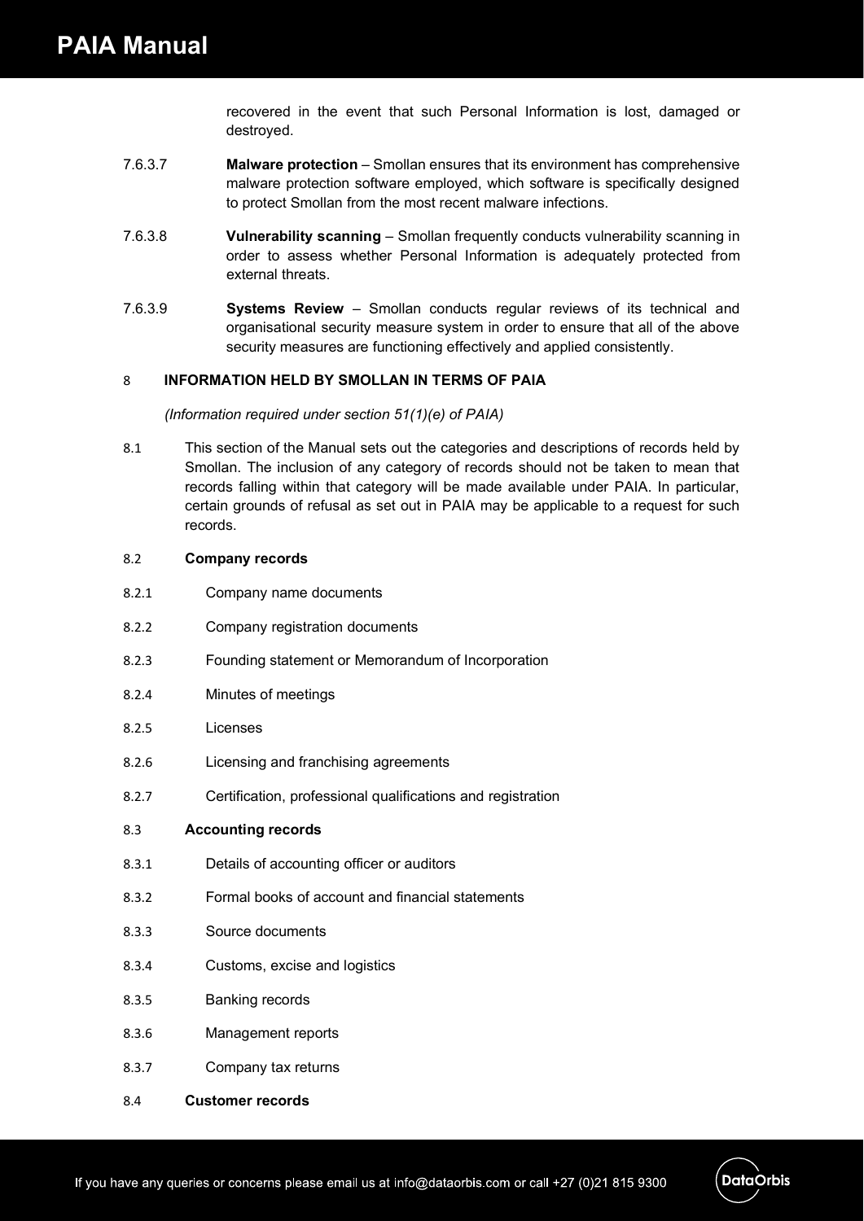recovered in the event that such Personal Information is lost, damaged or destroyed.

7.6.3.7 **Malware protection** – Smollan ensures that its environment has comprehensive malware protection software employed, which software is specifically designed to protect Smollan from the most recent malware infections.

7.6.3.8 **Vulnerability scanning** – Smollan frequently conducts vulnerability scanning in order to assess whether Personal Information is adequately protected from external threats.

7.6.3.9 **Systems Review** – Smollan conducts regular reviews of its technical and organisational security measure system in order to ensure that all of the above security measures are functioning effectively and applied consistently.

## 8 INFORMATION HELD BY SMOLLAN IN TERMS OF PAIA

*(Information required under section 51(1)(e) of PAIA)*

8.1 This section of the Manual sets out the categories and descriptions of records held by Smollan. The inclusion of any category of records should not be taken to mean that records falling within that category will be made available under PAIA. In particular, certain grounds of refusal as set out in PAIA may be applicable to a request for such records.

### 8.2 Company records

8.2.1 Company name documents

8.2.2 Company registration documents

8.2.3 Founding statement or Memorandum of Incorporation

8.2.4 Minutes of meetings

8.2.5 Licenses

8.2.6 Licensing and franchising agreements

8.2.7 Certification, professional qualifications and registration

### 8.3 Accounting records

8.3.1 Details of accounting officer or auditors

8.3.2 Formal books of account and financial statements

8.3.3 Source documents

8.3.4 Customs, excise and logistics

8.3.5 Banking records

8.3.6 Management reports

8.3.7 Company tax returns

### 8.4 Customer records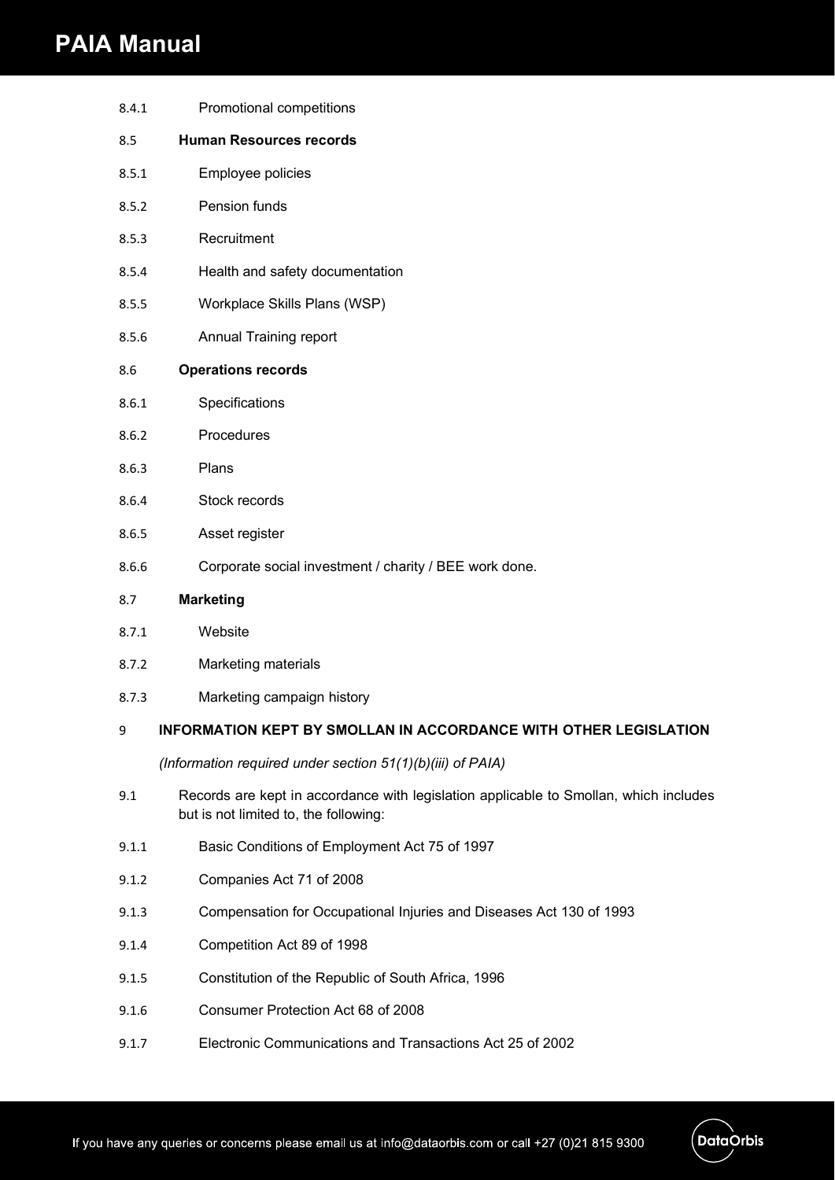8.4.1 Promotional competitions

8.5 **Human Resources records**

8.5.1 Employee policies

8.5.2 Pension funds

8.5.3 Recruitment

8.5.4 Health and safety documentation

8.5.5 Workplace Skills Plans (WSP)

8.5.6 Annual Training report

8.6 **Operations records**

8.6.1 Specifications

8.6.2 Procedures

8.6.3 Plans

8.6.4 Stock records

8.6.5 Asset register

8.6.6 Corporate social investment / charity / BEE work done.

8.7 **Marketing**

8.7.1 Website

8.7.2 Marketing materials

8.7.3 Marketing campaign history

## 9 INFORMATION KEPT BY SMOLLAN IN ACCORDANCE WITH OTHER LEGISLATION

*(Information required under section 51(1)(b)(iii) of PAIA)*

9.1 Records are kept in accordance with legislation applicable to Smollan, which includes but is not limited to, the following:

9.1.1 Basic Conditions of Employment Act 75 of 1997

9.1.2 Companies Act 71 of 2008

9.1.3 Compensation for Occupational Injuries and Diseases Act 130 of 1993

9.1.4 Competition Act 89 of 1998

9.1.5 Constitution of the Republic of South Africa, 1996

9.1.6 Consumer Protection Act 68 of 2008

9.1.7 Electronic Communications and Transactions Act 25 of 2002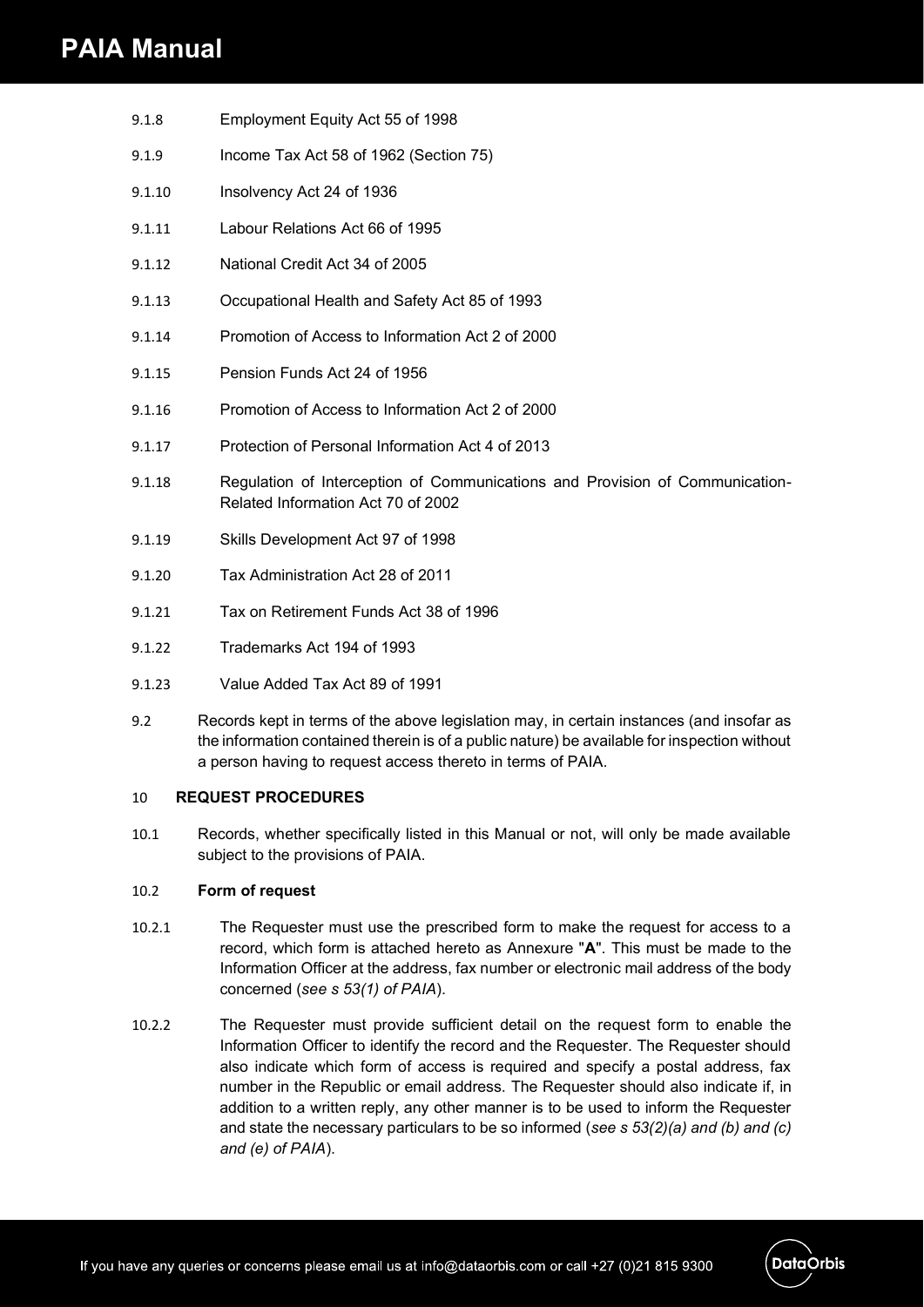9.1.8 Employment Equity Act 55 of 1998

9.1.9 Income Tax Act 58 of 1962 (Section 75)

9.1.10 Insolvency Act 24 of 1936

9.1.11 Labour Relations Act 66 of 1995

9.1.12 National Credit Act 34 of 2005

9.1.13 Occupational Health and Safety Act 85 of 1993

9.1.14 Promotion of Access to Information Act 2 of 2000

9.1.15 Pension Funds Act 24 of 1956

9.1.16 Promotion of Access to Information Act 2 of 2000

9.1.17 Protection of Personal Information Act 4 of 2013

9.1.18 Regulation of Interception of Communications and Provision of Communication-Related Information Act 70 of 2002

9.1.19 Skills Development Act 97 of 1998

9.1.20 Tax Administration Act 28 of 2011

9.1.21 Tax on Retirement Funds Act 38 of 1996

9.1.22 Trademarks Act 194 of 1993

9.1.23 Value Added Tax Act 89 of 1991

9.2 Records kept in terms of the above legislation may, in certain instances (and insofar as the information contained therein is of a public nature) be available for inspection without a person having to request access thereto in terms of PAIA.

## 10 REQUEST PROCEDURES

10.1 Records, whether specifically listed in this Manual or not, will only be made available subject to the provisions of PAIA.

### 10.2 Form of request

10.2.1 The Requester must use the prescribed form to make the request for access to a record, which form is attached hereto as Annexure "**A**". This must be made to the Information Officer at the address, fax number or electronic mail address of the body concerned (*see s 53(1) of PAIA*).

10.2.2 The Requester must provide sufficient detail on the request form to enable the Information Officer to identify the record and the Requester. The Requester should also indicate which form of access is required and specify a postal address, fax number in the Republic or email address. The Requester should also indicate if, in addition to a written reply, any other manner is to be used to inform the Requester and state the necessary particulars to be so informed (*see s 53(2)(a) and (b) and (c) and (e) of PAIA*).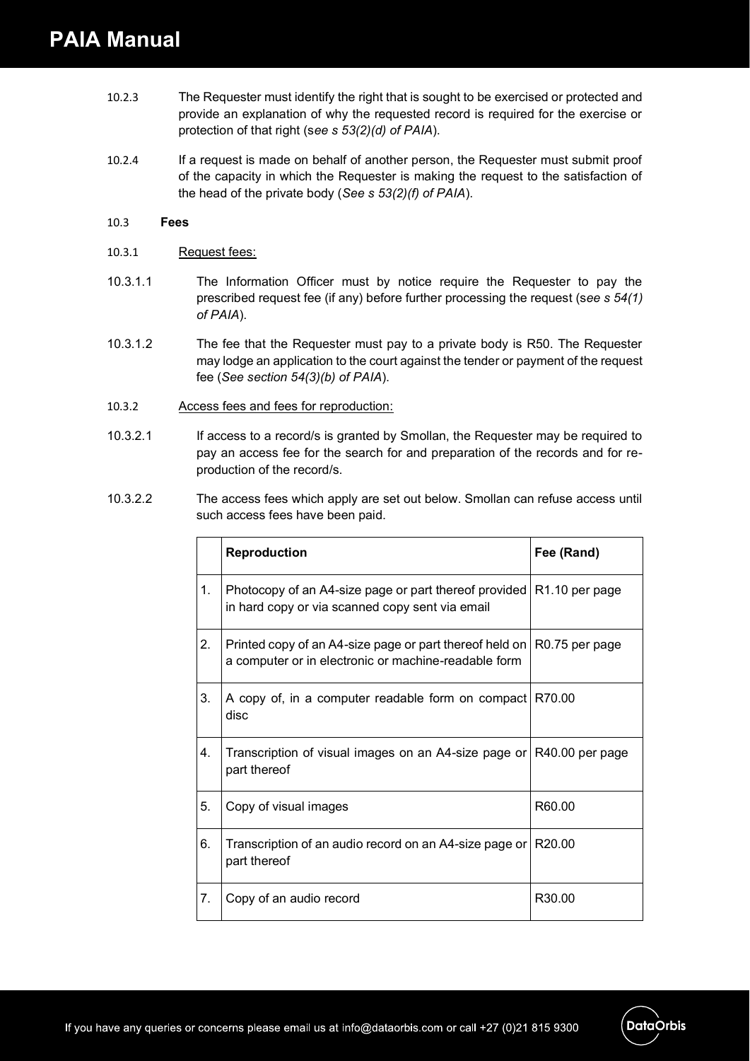10.2.3 The Requester must identify the right that is sought to be exercised or protected and provide an explanation of why the requested record is required for the exercise or protection of that right (s*ee s 53(2)(d) of PAIA*).

10.2.4 If a request is made on behalf of another person, the Requester must submit proof of the capacity in which the Requester is making the request to the satisfaction of the head of the private body (*See s 53(2)(f) of PAIA*).

10.3 **Fees**

10.3.1 Request fees:

10.3.1.1 The Information Officer must by notice require the Requester to pay the prescribed request fee (if any) before further processing the request (s*ee s 54(1) of PAIA*).

10.3.1.2 The fee that the Requester must pay to a private body is R50. The Requester may lodge an application to the court against the tender or payment of the request fee (*See section 54(3)(b) of PAIA*).

10.3.2 Access fees and fees for reproduction:

10.3.2.1 If access to a record/s is granted by Smollan, the Requester may be required to pay an access fee for the search for and preparation of the records and for re-production of the record/s.

10.3.2.2 The access fees which apply are set out below. Smollan can refuse access until such access fees have been paid.

| | **Reproduction** | **Fee (Rand)** |
|---|---|---|
| 1. | Photocopy of an A4-size page or part thereof provided in hard copy or via scanned copy sent via email | R1.10 per page |
| 2. | Printed copy of an A4-size page or part thereof held on a computer or in electronic or machine-readable form | R0.75 per page |
| 3. | A copy of, in a computer readable form on compact disc | R70.00 |
| 4. | Transcription of visual images on an A4-size page or part thereof | R40.00 per page |
| 5. | Copy of visual images | R60.00 |
| 6. | Transcription of an audio record on an A4-size page or part thereof | R20.00 |
| 7. | Copy of an audio record | R30.00 |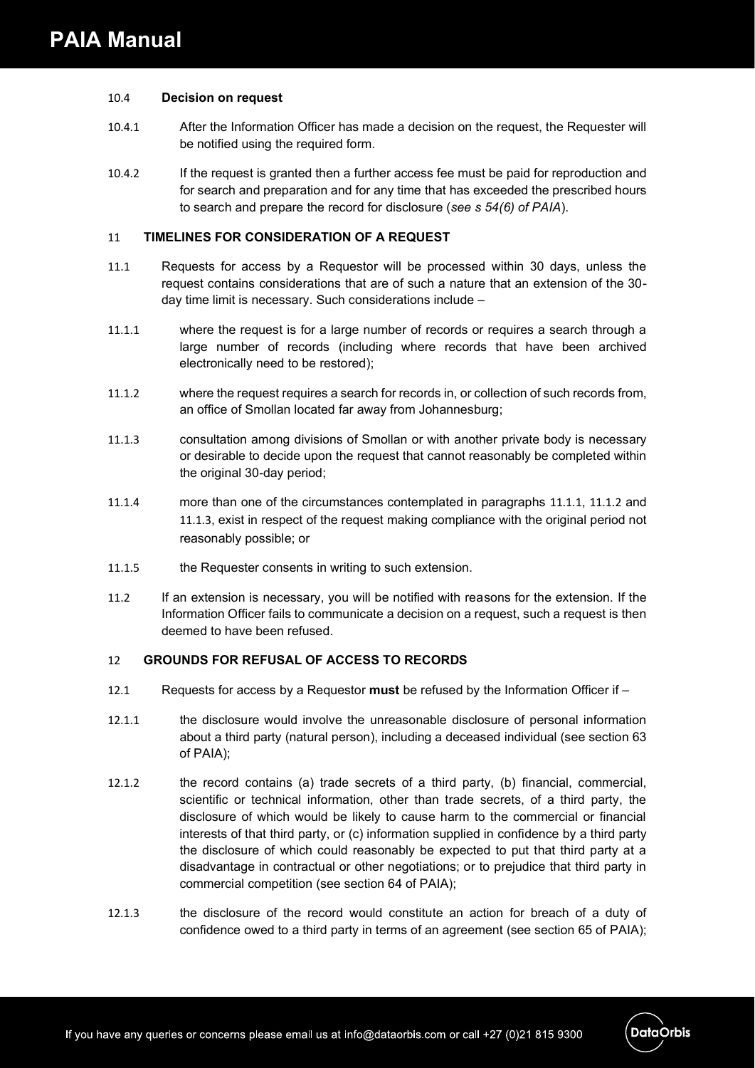#### 10.4 **Decision on request**

10.4.1 After the Information Officer has made a decision on the request, the Requester will be notified using the required form.

10.4.2 If the request is granted then a further access fee must be paid for reproduction and for search and preparation and for any time that has exceeded the prescribed hours to search and prepare the record for disclosure (*see s 54(6) of PAIA*).

## 11 TIMELINES FOR CONSIDERATION OF A REQUEST

11.1 Requests for access by a Requestor will be processed within 30 days, unless the request contains considerations that are of such a nature that an extension of the 30-day time limit is necessary. Such considerations include –

11.1.1 where the request is for a large number of records or requires a search through a large number of records (including where records that have been archived electronically need to be restored);

11.1.2 where the request requires a search for records in, or collection of such records from, an office of Smollan located far away from Johannesburg;

11.1.3 consultation among divisions of Smollan or with another private body is necessary or desirable to decide upon the request that cannot reasonably be completed within the original 30-day period;

11.1.4 more than one of the circumstances contemplated in paragraphs 11.1.1, 11.1.2 and 11.1.3, exist in respect of the request making compliance with the original period not reasonably possible; or

11.1.5 the Requester consents in writing to such extension.

11.2 If an extension is necessary, you will be notified with reasons for the extension. If the Information Officer fails to communicate a decision on a request, such a request is then deemed to have been refused.

## 12 GROUNDS FOR REFUSAL OF ACCESS TO RECORDS

12.1 Requests for access by a Requestor **must** be refused by the Information Officer if –

12.1.1 the disclosure would involve the unreasonable disclosure of personal information about a third party (natural person), including a deceased individual (see section 63 of PAIA);

12.1.2 the record contains (a) trade secrets of a third party, (b) financial, commercial, scientific or technical information, other than trade secrets, of a third party, the disclosure of which would be likely to cause harm to the commercial or financial interests of that third party, or (c) information supplied in confidence by a third party the disclosure of which could reasonably be expected to put that third party at a disadvantage in contractual or other negotiations; or to prejudice that third party in commercial competition (see section 64 of PAIA);

12.1.3 the disclosure of the record would constitute an action for breach of a duty of confidence owed to a third party in terms of an agreement (see section 65 of PAIA);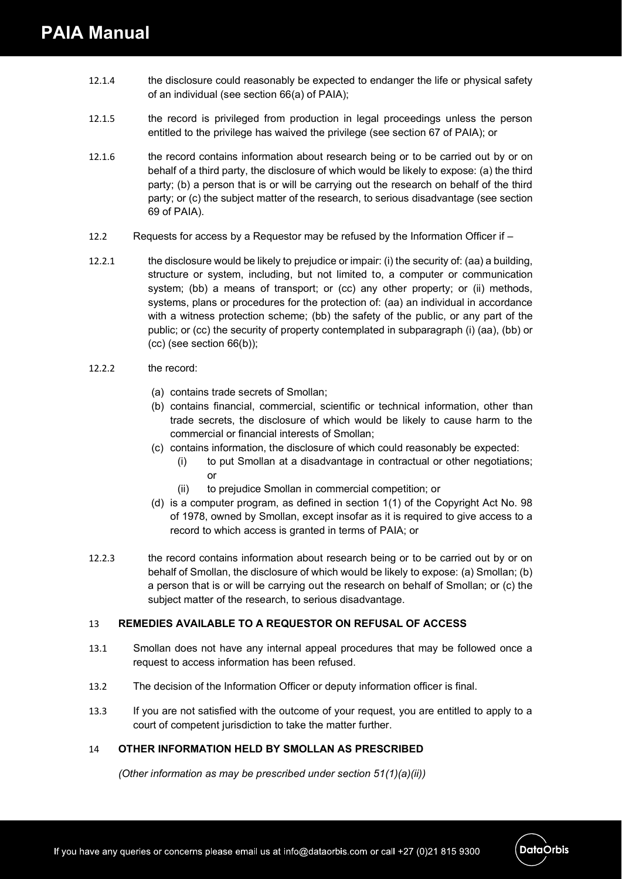12.1.4 the disclosure could reasonably be expected to endanger the life or physical safety of an individual (see section 66(a) of PAIA);

12.1.5 the record is privileged from production in legal proceedings unless the person entitled to the privilege has waived the privilege (see section 67 of PAIA); or

12.1.6 the record contains information about research being or to be carried out by or on behalf of a third party, the disclosure of which would be likely to expose: (a) the third party; (b) a person that is or will be carrying out the research on behalf of the third party; or (c) the subject matter of the research, to serious disadvantage (see section 69 of PAIA).

12.2 Requests for access by a Requestor may be refused by the Information Officer if –

12.2.1 the disclosure would be likely to prejudice or impair: (i) the security of: (aa) a building, structure or system, including, but not limited to, a computer or communication system; (bb) a means of transport; or (cc) any other property; or (ii) methods, systems, plans or procedures for the protection of: (aa) an individual in accordance with a witness protection scheme; (bb) the safety of the public, or any part of the public; or (cc) the security of property contemplated in subparagraph (i) (aa), (bb) or (cc) (see section 66(b));

12.2.2 the record:

- (a) contains trade secrets of Smollan;
- (b) contains financial, commercial, scientific or technical information, other than trade secrets, the disclosure of which would be likely to cause harm to the commercial or financial interests of Smollan;
- (c) contains information, the disclosure of which could reasonably be expected:
  - (i) to put Smollan at a disadvantage in contractual or other negotiations; or
  - (ii) to prejudice Smollan in commercial competition; or
- (d) is a computer program, as defined in section 1(1) of the Copyright Act No. 98 of 1978, owned by Smollan, except insofar as it is required to give access to a record to which access is granted in terms of PAIA; or

12.2.3 the record contains information about research being or to be carried out by or on behalf of Smollan, the disclosure of which would be likely to expose: (a) Smollan; (b) a person that is or will be carrying out the research on behalf of Smollan; or (c) the subject matter of the research, to serious disadvantage.

## 13 REMEDIES AVAILABLE TO A REQUESTOR ON REFUSAL OF ACCESS

13.1 Smollan does not have any internal appeal procedures that may be followed once a request to access information has been refused.

13.2 The decision of the Information Officer or deputy information officer is final.

13.3 If you are not satisfied with the outcome of your request, you are entitled to apply to a court of competent jurisdiction to take the matter further.

## 14 OTHER INFORMATION HELD BY SMOLLAN AS PRESCRIBED

*(Other information as may be prescribed under section 51(1)(a)(ii))*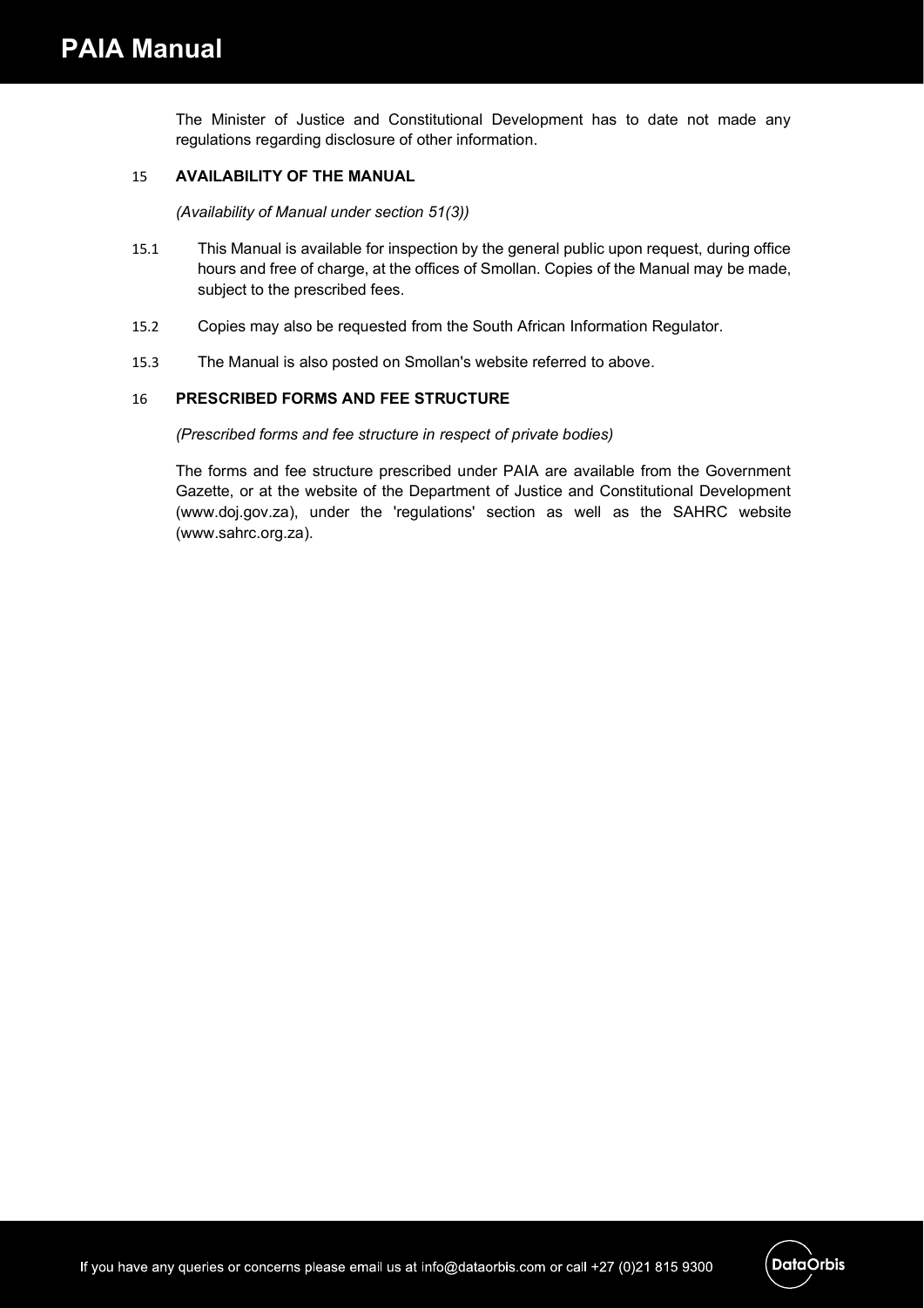The Minister of Justice and Constitutional Development has to date not made any regulations regarding disclosure of other information.

## 15 AVAILABILITY OF THE MANUAL

*(Availability of Manual under section 51(3))*

15.1 This Manual is available for inspection by the general public upon request, during office hours and free of charge, at the offices of Smollan. Copies of the Manual may be made, subject to the prescribed fees.

15.2 Copies may also be requested from the South African Information Regulator.

15.3 The Manual is also posted on Smollan's website referred to above.

## 16 PRESCRIBED FORMS AND FEE STRUCTURE

*(Prescribed forms and fee structure in respect of private bodies)*

The forms and fee structure prescribed under PAIA are available from the Government Gazette, or at the website of the Department of Justice and Constitutional Development (www.doj.gov.za), under the 'regulations' section as well as the SAHRC website (www.sahrc.org.za).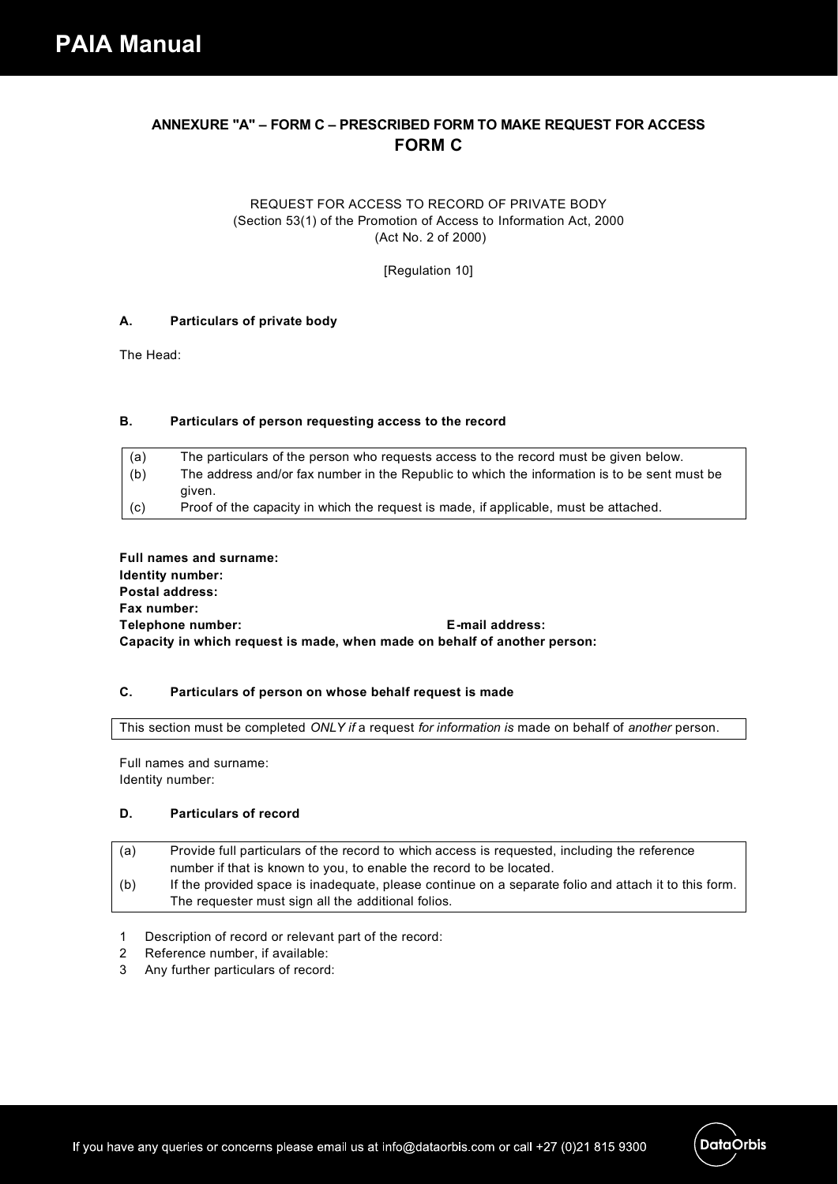## ANNEXURE "A" – FORM C – PRESCRIBED FORM TO MAKE REQUEST FOR ACCESS

## FORM C

REQUEST FOR ACCESS TO RECORD OF PRIVATE BODY
(Section 53(1) of the Promotion of Access to Information Act, 2000
(Act No. 2 of 2000)

[Regulation 10]

### A. Particulars of private body

The Head:

### B. Particulars of person requesting access to the record

| | |
|---|---|
| (a) | The particulars of the person who requests access to the record must be given below. |
| (b) | The address and/or fax number in the Republic to which the information is to be sent must be given. |
| (c) | Proof of the capacity in which the request is made, if applicable, must be attached. |

**Full names and surname:**
**Identity number:**
**Postal address:**
**Fax number:**
**Telephone number:** **E-mail address:**
**Capacity in which request is made, when made on behalf of another person:**

### C. Particulars of person on whose behalf request is made

This section must be completed *ONLY if* a request *for information is* made on behalf of *another* person.

Full names and surname:
Identity number:

### D. Particulars of record

| | |
|---|---|
| (a) | Provide full particulars of the record to which access is requested, including the reference number if that is known to you, to enable the record to be located. |
| (b) | If the provided space is inadequate, please continue on a separate folio and attach it to this form. The requester must sign all the additional folios. |

1 Description of record or relevant part of the record:
2 Reference number, if available:
3 Any further particulars of record: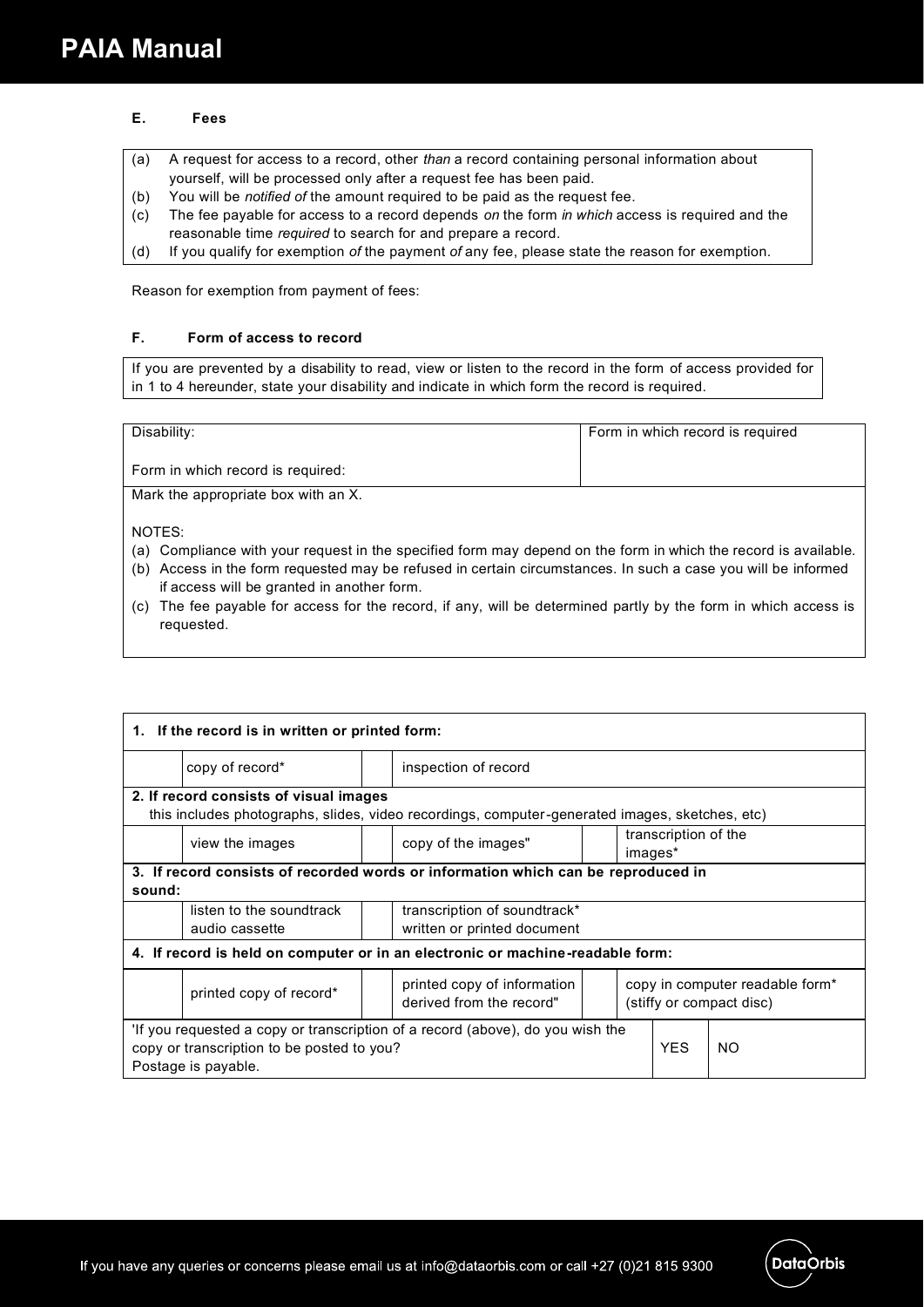### E. Fees

(a) A request for access to a record, other *than* a record containing personal information about yourself, will be processed only after a request fee has been paid.
(b) You will be *notified of* the amount required to be paid as the request fee.
(c) The fee payable for access to a record depends *on* the form *in which* access is required and the reasonable time *required* to search for and prepare a record.
(d) If you qualify for exemption *of* the payment *of* any fee, please state the reason for exemption.

Reason for exemption from payment of fees:

### F. Form of access to record

If you are prevented by a disability to read, view or listen to the record in the form of access provided for in 1 to 4 hereunder, state your disability and indicate in which form the record is required.

| Disability: | Form in which record is required |
|---|---|
| Form in which record is required: | |

Mark the appropriate box with an X.

NOTES:

(a) Compliance with your request in the specified form may depend on the form in which the record is available.
(b) Access in the form requested may be refused in certain circumstances. In such a case you will be informed if access will be granted in another form.
(c) The fee payable for access for the record, if any, will be determined partly by the form in which access is requested.

| **1. If the record is in written or printed form:** | | | | | | |
|---|---|---|---|---|---|---|
| | copy of record* | | inspection of record | | | |
| **2. If record consists of visual images** this includes photographs, slides, video recordings, computer-generated images, sketches, etc) | | | | | | |
| | view the images | | copy of the images" | | transcription of the images* | |
| **3. If record consists of recorded words or information which can be reproduced in sound:** | | | | | | |
| | listen to the soundtrack audio cassette | | transcription of soundtrack* written or printed document | | | |
| **4. If record is held on computer or in an electronic or machine-readable form:** | | | | | | |
| | printed copy of record* | | printed copy of information derived from the record" | | copy in computer readable form* (stiffy or compact disc) | |
| 'If you requested a copy or transcription of a record (above), do you wish the copy or transcription to be posted to you? Postage is payable. | | | | | YES | NO |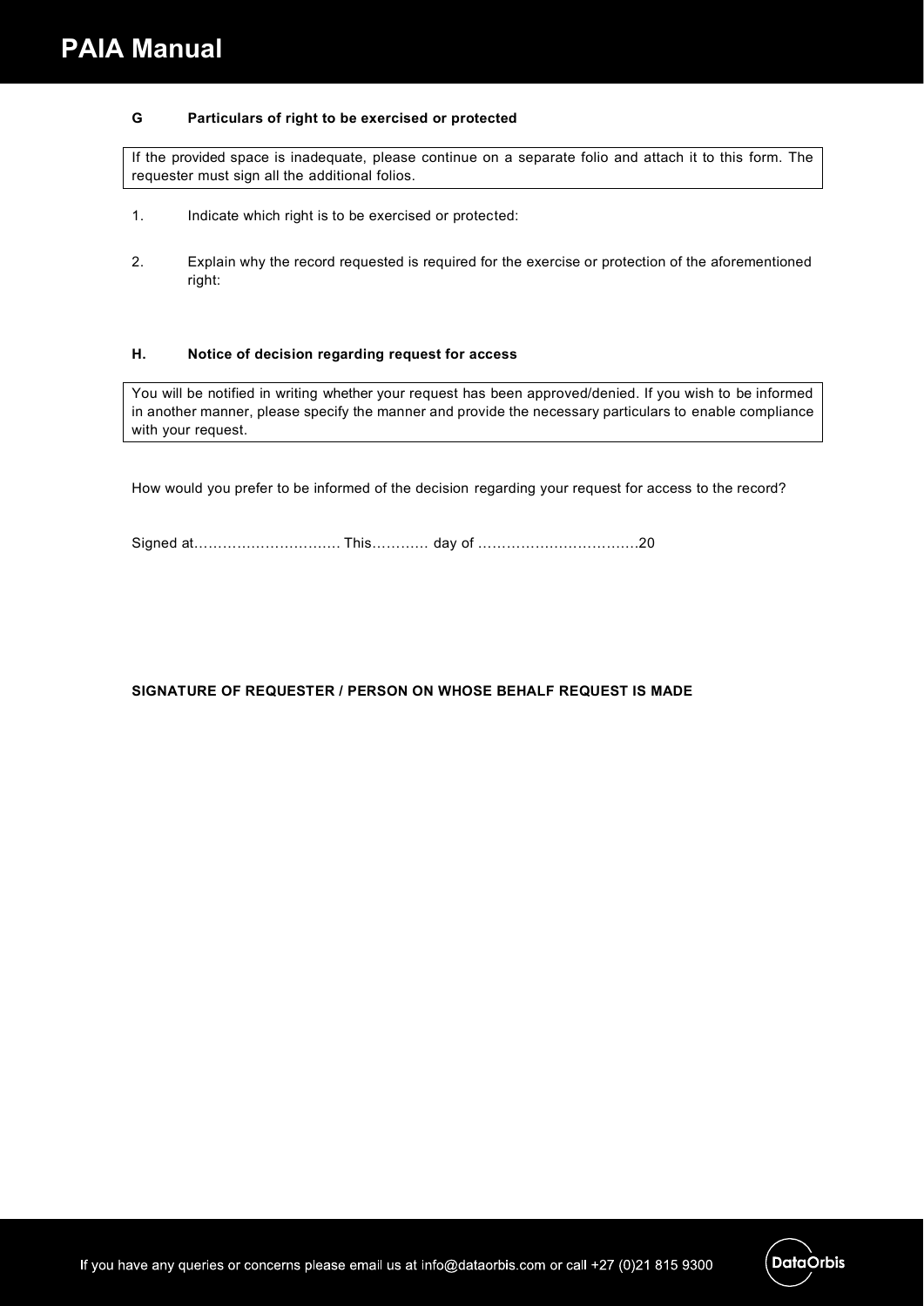### G Particulars of right to be exercised or protected

If the provided space is inadequate, please continue on a separate folio and attach it to this form. The requester must sign all the additional folios.

1. Indicate which right is to be exercised or protected:

2. Explain why the record requested is required for the exercise or protection of the aforementioned right:

### H. Notice of decision regarding request for access

You will be notified in writing whether your request has been approved/denied. If you wish to be informed in another manner, please specify the manner and provide the necessary particulars to enable compliance with your request.

How would you prefer to be informed of the decision regarding your request for access to the record?

Signed at………………………… This………… day of …………………………….20

**SIGNATURE OF REQUESTER / PERSON ON WHOSE BEHALF REQUEST IS MADE**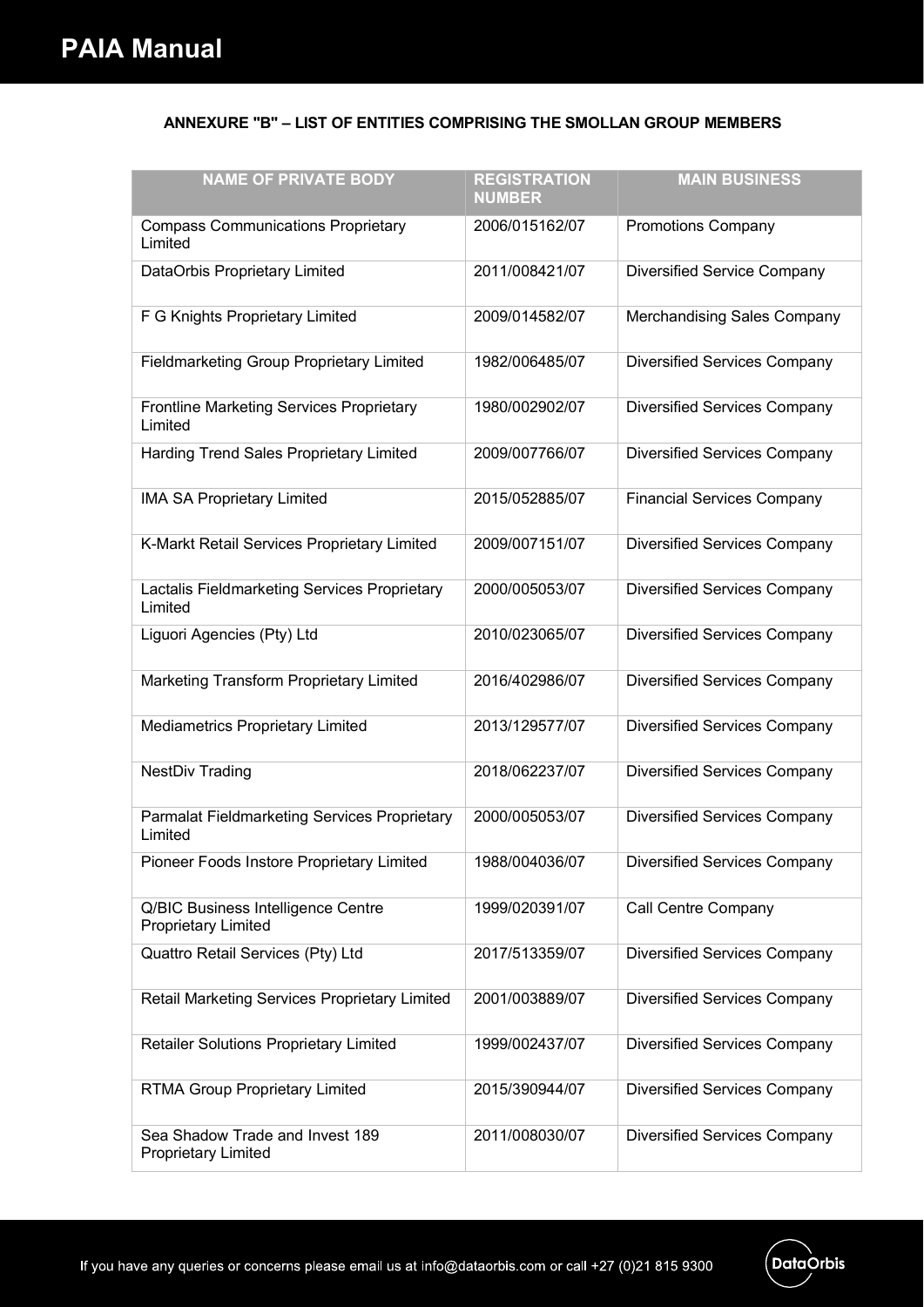**ANNEXURE "B" – LIST OF ENTITIES COMPRISING THE SMOLLAN GROUP MEMBERS**

| NAME OF PRIVATE BODY | REGISTRATION NUMBER | MAIN BUSINESS |
|---|---|---|
| Compass Communications Proprietary Limited | 2006/015162/07 | Promotions Company |
| DataOrbis Proprietary Limited | 2011/008421/07 | Diversified Service Company |
| F G Knights Proprietary Limited | 2009/014582/07 | Merchandising Sales Company |
| Fieldmarketing Group Proprietary Limited | 1982/006485/07 | Diversified Services Company |
| Frontline Marketing Services Proprietary Limited | 1980/002902/07 | Diversified Services Company |
| Harding Trend Sales Proprietary Limited | 2009/007766/07 | Diversified Services Company |
| IMA SA Proprietary Limited | 2015/052885/07 | Financial Services Company |
| K-Markt Retail Services Proprietary Limited | 2009/007151/07 | Diversified Services Company |
| Lactalis Fieldmarketing Services Proprietary Limited | 2000/005053/07 | Diversified Services Company |
| Liguori Agencies (Pty) Ltd | 2010/023065/07 | Diversified Services Company |
| Marketing Transform Proprietary Limited | 2016/402986/07 | Diversified Services Company |
| Mediametrics Proprietary Limited | 2013/129577/07 | Diversified Services Company |
| NestDiv Trading | 2018/062237/07 | Diversified Services Company |
| Parmalat Fieldmarketing Services Proprietary Limited | 2000/005053/07 | Diversified Services Company |
| Pioneer Foods Instore Proprietary Limited | 1988/004036/07 | Diversified Services Company |
| Q/BIC Business Intelligence Centre Proprietary Limited | 1999/020391/07 | Call Centre Company |
| Quattro Retail Services (Pty) Ltd | 2017/513359/07 | Diversified Services Company |
| Retail Marketing Services Proprietary Limited | 2001/003889/07 | Diversified Services Company |
| Retailer Solutions Proprietary Limited | 1999/002437/07 | Diversified Services Company |
| RTMA Group Proprietary Limited | 2015/390944/07 | Diversified Services Company |
| Sea Shadow Trade and Invest 189 Proprietary Limited | 2011/008030/07 | Diversified Services Company |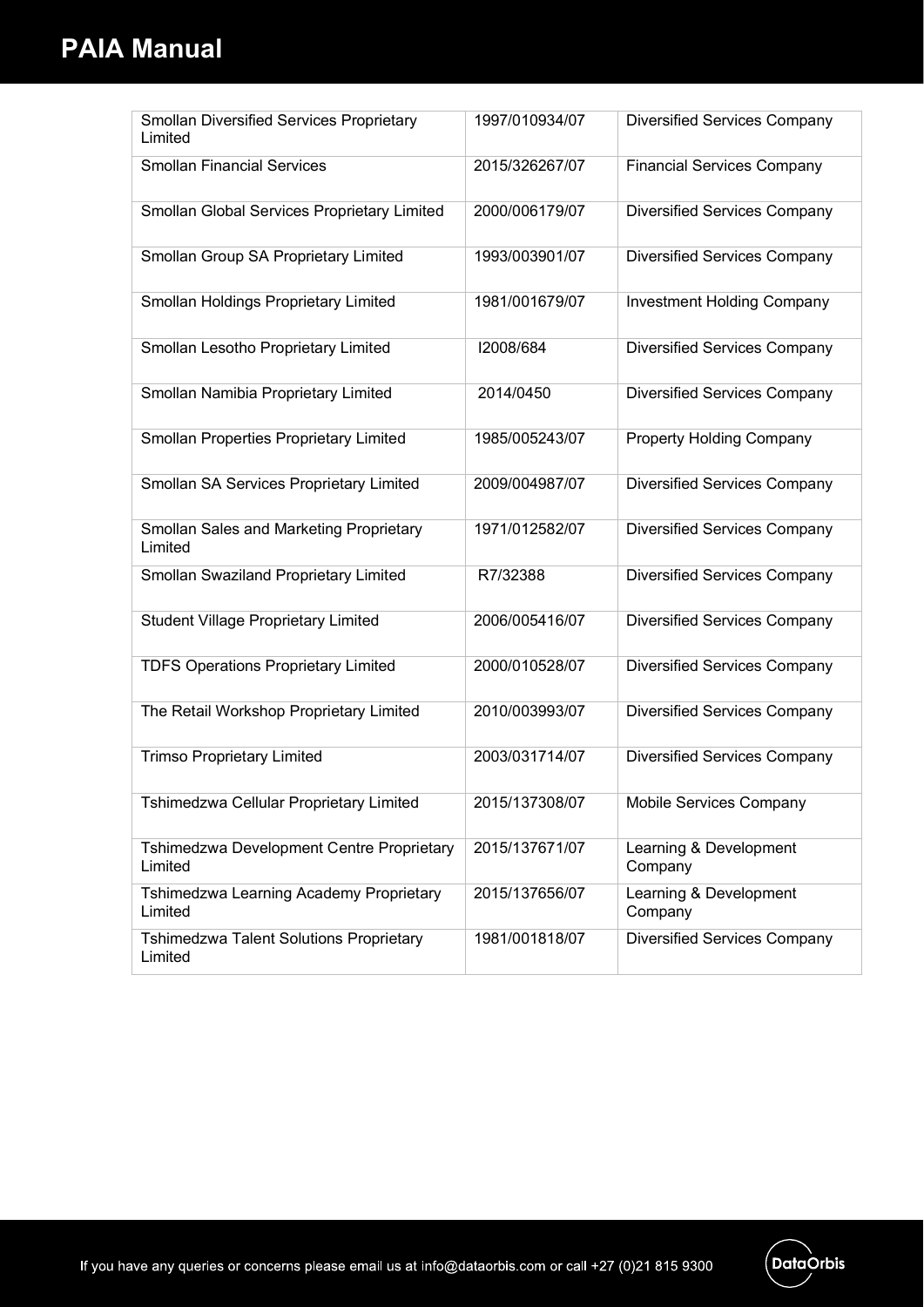| | | |
|---|---|---|
| Smollan Diversified Services Proprietary Limited | 1997/010934/07 | Diversified Services Company |
| Smollan Financial Services | 2015/326267/07 | Financial Services Company |
| Smollan Global Services Proprietary Limited | 2000/006179/07 | Diversified Services Company |
| Smollan Group SA Proprietary Limited | 1993/003901/07 | Diversified Services Company |
| Smollan Holdings Proprietary Limited | 1981/001679/07 | Investment Holding Company |
| Smollan Lesotho Proprietary Limited | I2008/684 | Diversified Services Company |
| Smollan Namibia Proprietary Limited | 2014/0450 | Diversified Services Company |
| Smollan Properties Proprietary Limited | 1985/005243/07 | Property Holding Company |
| Smollan SA Services Proprietary Limited | 2009/004987/07 | Diversified Services Company |
| Smollan Sales and Marketing Proprietary Limited | 1971/012582/07 | Diversified Services Company |
| Smollan Swaziland Proprietary Limited | R7/32388 | Diversified Services Company |
| Student Village Proprietary Limited | 2006/005416/07 | Diversified Services Company |
| TDFS Operations Proprietary Limited | 2000/010528/07 | Diversified Services Company |
| The Retail Workshop Proprietary Limited | 2010/003993/07 | Diversified Services Company |
| Trimso Proprietary Limited | 2003/031714/07 | Diversified Services Company |
| Tshimedzwa Cellular Proprietary Limited | 2015/137308/07 | Mobile Services Company |
| Tshimedzwa Development Centre Proprietary Limited | 2015/137671/07 | Learning & Development Company |
| Tshimedzwa Learning Academy Proprietary Limited | 2015/137656/07 | Learning & Development Company |
| Tshimedzwa Talent Solutions Proprietary Limited | 1981/001818/07 | Diversified Services Company |